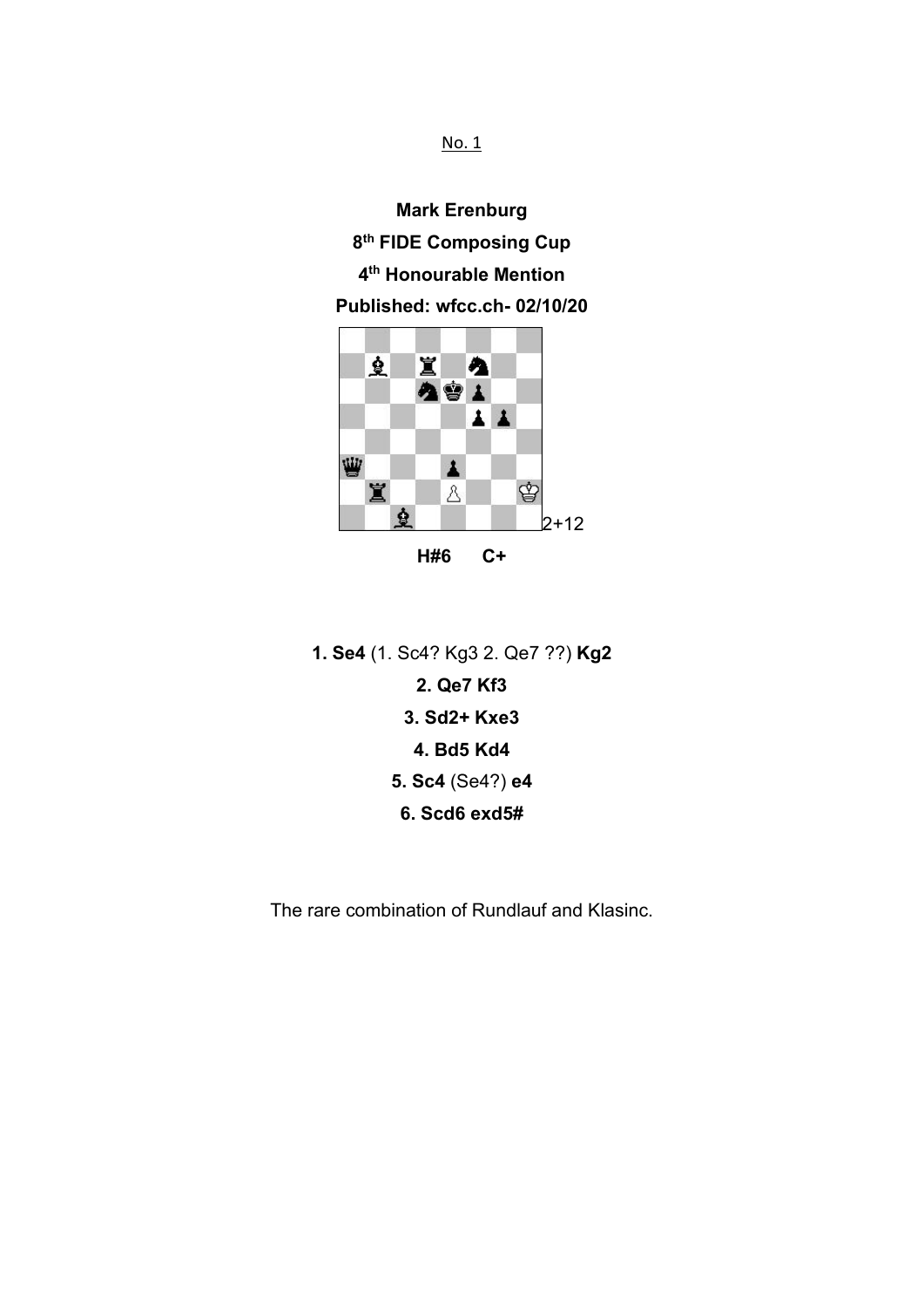No. 1

**Mark Erenburg**

**8th FIDE Composing Cup**

**4th Honourable Mention**

**Published: wfcc.ch- 02/10/20**

2+12

**H#6 C+**

**1. Se4** (1. Sc4? Kg3 2. Qe7 ??) **Kg2**

**2. Qe7 Kf3**

**3. Sd2+ Kxe3**

**4. Bd5 Kd4**

**5. Sc4** (Se4?) **e4**

**6. Scd6 exd5#**

The rare combination of Rundlauf and Klasinc.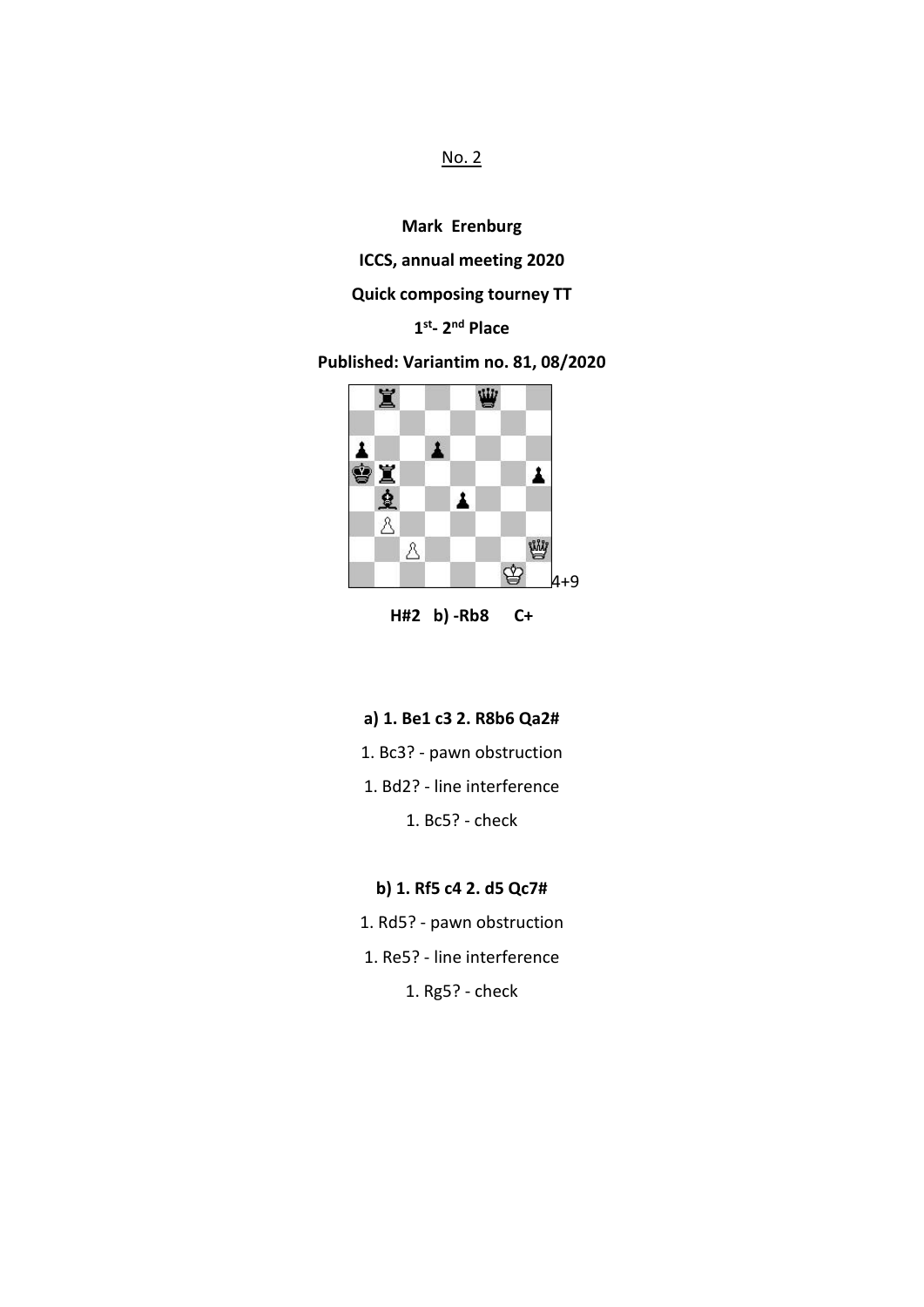No. 2

**Mark Erenburg**

**ICCS, annual meeting 2020**

**Quick composing tourney TT**

**1st- 2nd Place**

**Published: Variantim no. 81, 08/2020**

4+9

**H#2 b) -Rb8 C+**

**a) 1. Be1 c3 2. R8b6 Qa2#**

1. Bc3? - pawn obstruction

1. Bd2? - line interference

1. Bc5? - check

**b) 1. Rf5 c4 2. d5 Qc7#**

1. Rd5? - pawn obstruction

1. Re5? - line interference

1. Rg5? - check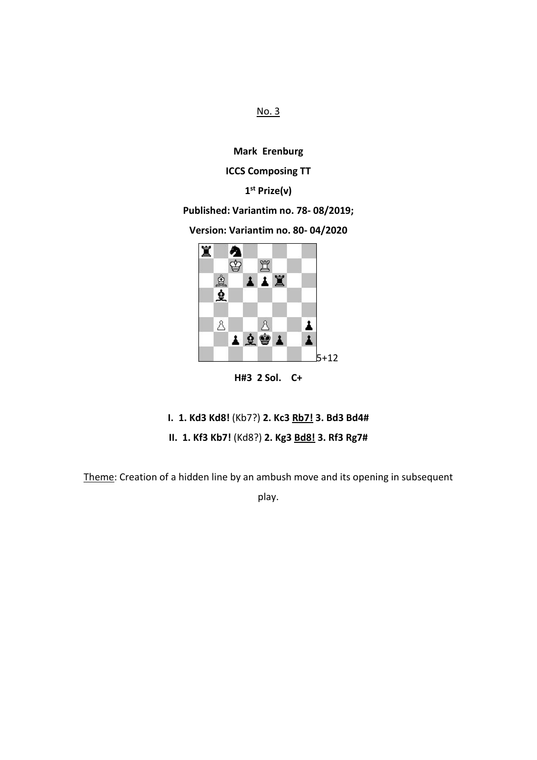No. 3

**Mark Erenburg**

**ICCS Composing TT**

**1st Prize(v)**

**Published: Variantim no. 78- 08/2019;**

**Version: Variantim no. 80- 04/2020**

5+12

**H#3 2 Sol. C+**

**I. 1. Kd3 Kd8!** (Kb7?) **2. Kc3 Rb7! 3. Bd3 Bd4#**

**II. 1. Kf3 Kb7!** (Kd8?) **2. Kg3 Bd8! 3. Rf3 Rg7#**

Theme: Creation of a hidden line by an ambush move and its opening in subsequent play.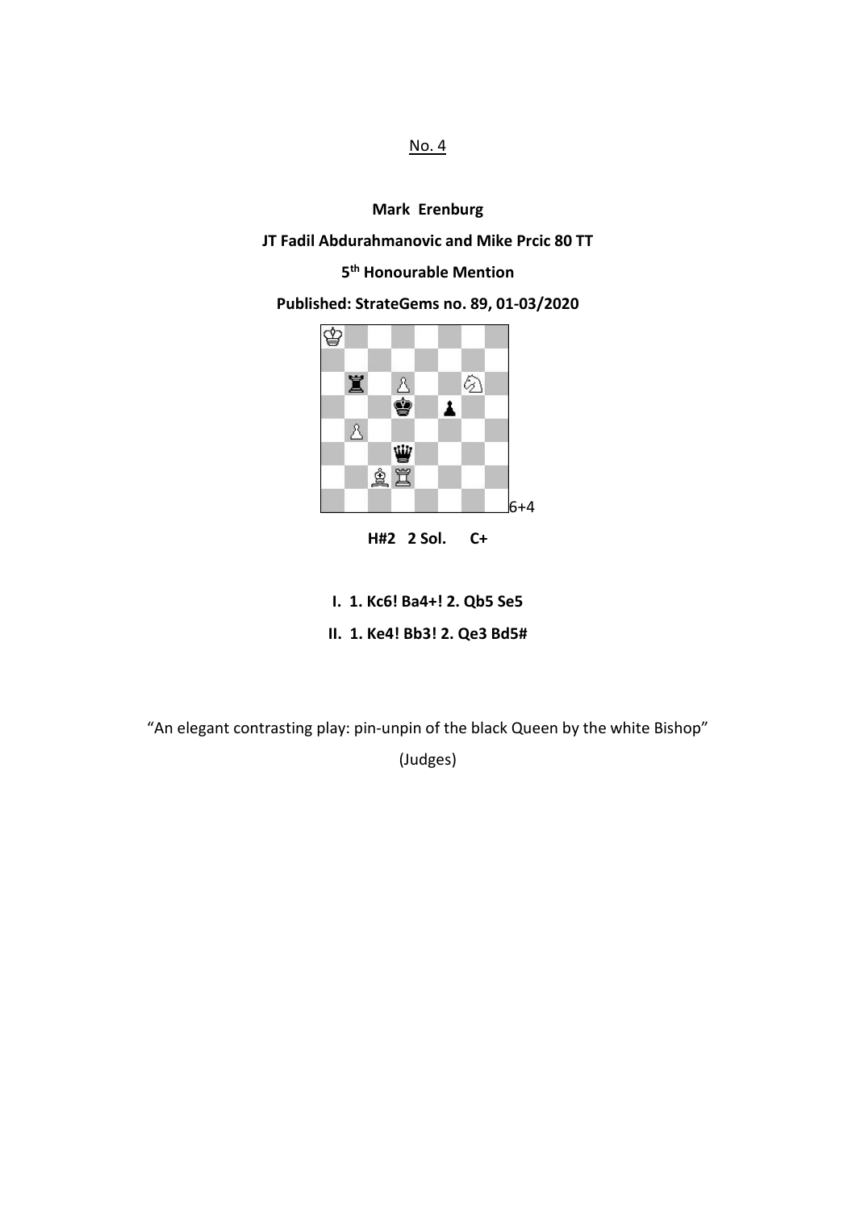No. 4

**Mark Erenburg**

**JT Fadil Abdurahmanovic and Mike Prcic 80 TT**

**5th Honourable Mention**

**Published: StrateGems no. 89, 01-03/2020**

6+4

**H#2 2 Sol. C+**

**I. 1. Kc6! Ba4+! 2. Qb5 Se5**

**II. 1. Ke4! Bb3! 2. Qe3 Bd5#**

"An elegant contrasting play: pin-unpin of the black Queen by the white Bishop"

(Judges)